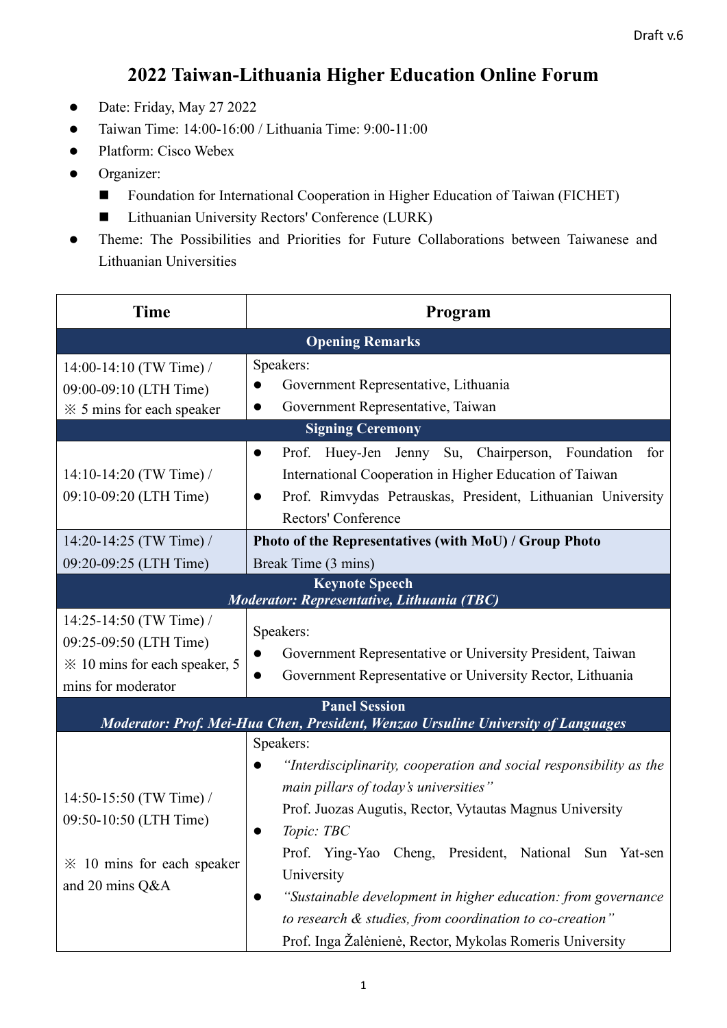Draft v.6

# 2022 Taiwan-Lithuania Higher Education Online Forum

- Date: Friday, May 27 2022
- Taiwan Time: 14:00-16:00 / Lithuania Time: 9:00-11:00
- Platform: Cisco Webex
- Organizer:
  - Foundation for International Cooperation in Higher Education of Taiwan (FICHET)
  - Lithuanian University Rectors' Conference (LURK)
- Theme: The Possibilities and Priorities for Future Collaborations between Taiwanese and Lithuanian Universities

| Time | Program |
|---|---|
| **Opening Remarks** | |
| 14:00-14:10 (TW Time) / 09:00-09:10 (LTH Time) ※ 5 mins for each speaker | Speakers:<br>● Government Representative, Lithuania<br>● Government Representative, Taiwan |
| **Signing Ceremony** | |
| 14:10-14:20 (TW Time) / 09:10-09:20 (LTH Time) | ● Prof. Huey-Jen Jenny Su, Chairperson, Foundation for International Cooperation in Higher Education of Taiwan<br>● Prof. Rimvydas Petrauskas, President, Lithuanian University Rectors' Conference |
| 14:20-14:25 (TW Time) / 09:20-09:25 (LTH Time) | **Photo of the Representatives (with MoU) / Group Photo**<br>Break Time (3 mins) |
| **Keynote Speech**<br>***Moderator: Representative, Lithuania (TBC)*** | |
| 14:25-14:50 (TW Time) / 09:25-09:50 (LTH Time) ※ 10 mins for each speaker, 5 mins for moderator | Speakers:<br>● Government Representative or University President, Taiwan<br>● Government Representative or University Rector, Lithuania |
| **Panel Session**<br>***Moderator: Prof. Mei-Hua Chen, President, Wenzao Ursuline University of Languages*** | |
| 14:50-15:50 (TW Time) / 09:50-10:50 (LTH Time)<br><br>※ 10 mins for each speaker and 20 mins Q&A | Speakers:<br>● *"Interdisciplinarity, cooperation and social responsibility as the main pillars of today's universities"*<br>Prof. Juozas Augutis, Rector, Vytautas Magnus University<br>● *Topic: TBC*<br>Prof. Ying-Yao Cheng, President, National Sun Yat-sen University<br>● *"Sustainable development in higher education: from governance to research & studies, from coordination to co-creation"*<br>Prof. Inga Žalėnienė, Rector, Mykolas Romeris University |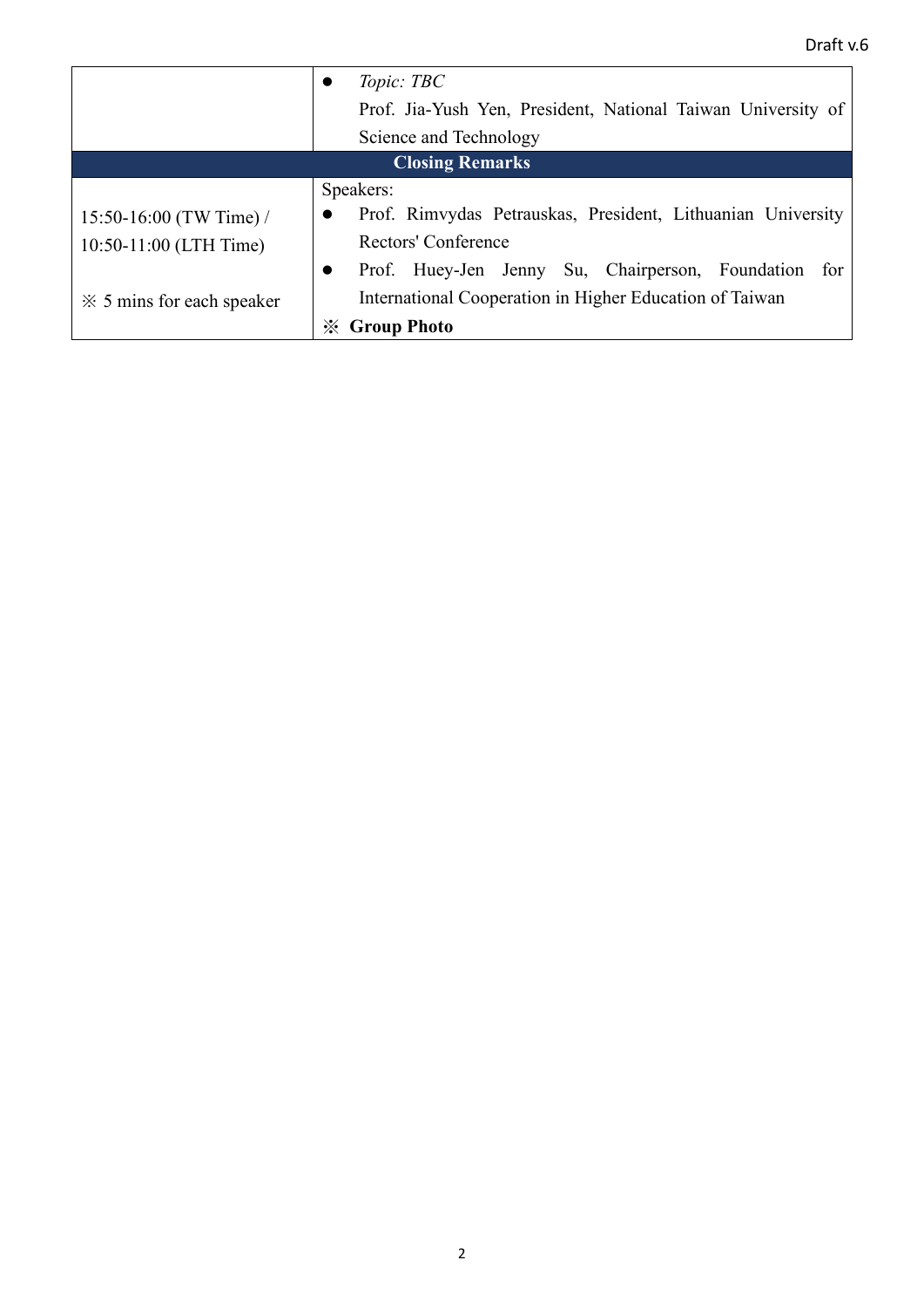| | |
|---|---|
| | ● *Topic: TBC*<br>Prof. Jia-Yush Yen, President, National Taiwan University of Science and Technology |
| **Closing Remarks** | |
| 15:50-16:00 (TW Time) /<br>10:50-11:00 (LTH Time)<br><br>※ 5 mins for each speaker | Speakers:<br>● Prof. Rimvydas Petrauskas, President, Lithuanian University Rectors' Conference<br>● Prof. Huey-Jen Jenny Su, Chairperson, Foundation for International Cooperation in Higher Education of Taiwan<br>※ **Group Photo** |